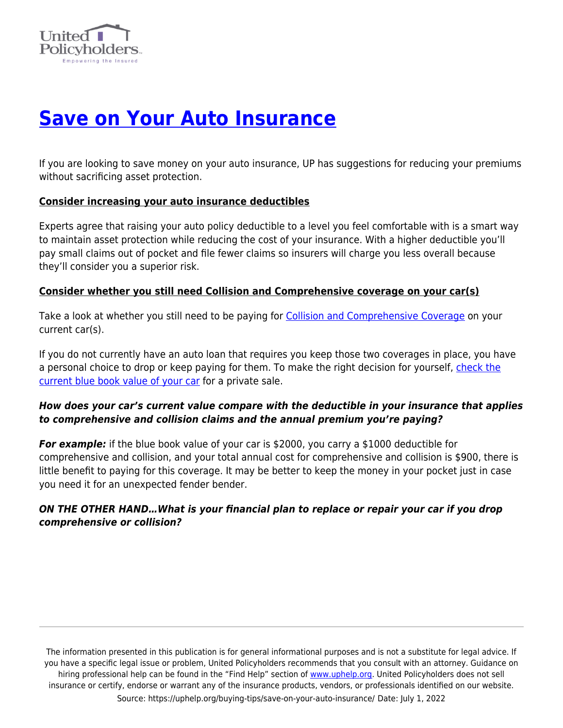# [Save on Your Auto Insurance](https://uphelp.org/buying-tips/save-on-your-auto-insurance/)

If you are looking to save money on your auto insurance, UP has suggestions for reducing your premiums without sacrificing asset protection.

## Consider increasing your auto insurance deductibles

Experts agree that raising your auto policy deductible to a level you feel comfortable with is a smart way to maintain asset protection while reducing the cost of your insurance. With a higher deductible you'll pay small claims out of pocket and file fewer claims so insurers will charge you less overall because they'll consider you a superior risk.

## Consider whether you still need Collision and Comprehensive coverage on your car(s)

Take a look at whether you still need to be paying for Collision and Comprehensive Coverage on your current car(s).

If you do not currently have an auto loan that requires you keep those two coverages in place, you have a personal choice to drop or keep paying for them. To make the right decision for yourself, check the current blue book value of your car for a private sale.

***How does your car's current value compare with the deductible in your insurance that applies to comprehensive and collision claims and the annual premium you're paying?***

***For example:*** if the blue book value of your car is $2000, you carry a $1000 deductible for comprehensive and collision, and your total annual cost for comprehensive and collision is $900, there is little benefit to paying for this coverage. It may be better to keep the money in your pocket just in case you need it for an unexpected fender bender.

***ON THE OTHER HAND…What is your financial plan to replace or repair your car if you drop comprehensive or collision?***

The information presented in this publication is for general informational purposes and is not a substitute for legal advice. If you have a specific legal issue or problem, United Policyholders recommends that you consult with an attorney. Guidance on hiring professional help can be found in the "Find Help" section of www.uphelp.org. United Policyholders does not sell insurance or certify, endorse or warrant any of the insurance products, vendors, or professionals identified on our website.

Source: https://uphelp.org/buying-tips/save-on-your-auto-insurance/ Date: July 1, 2022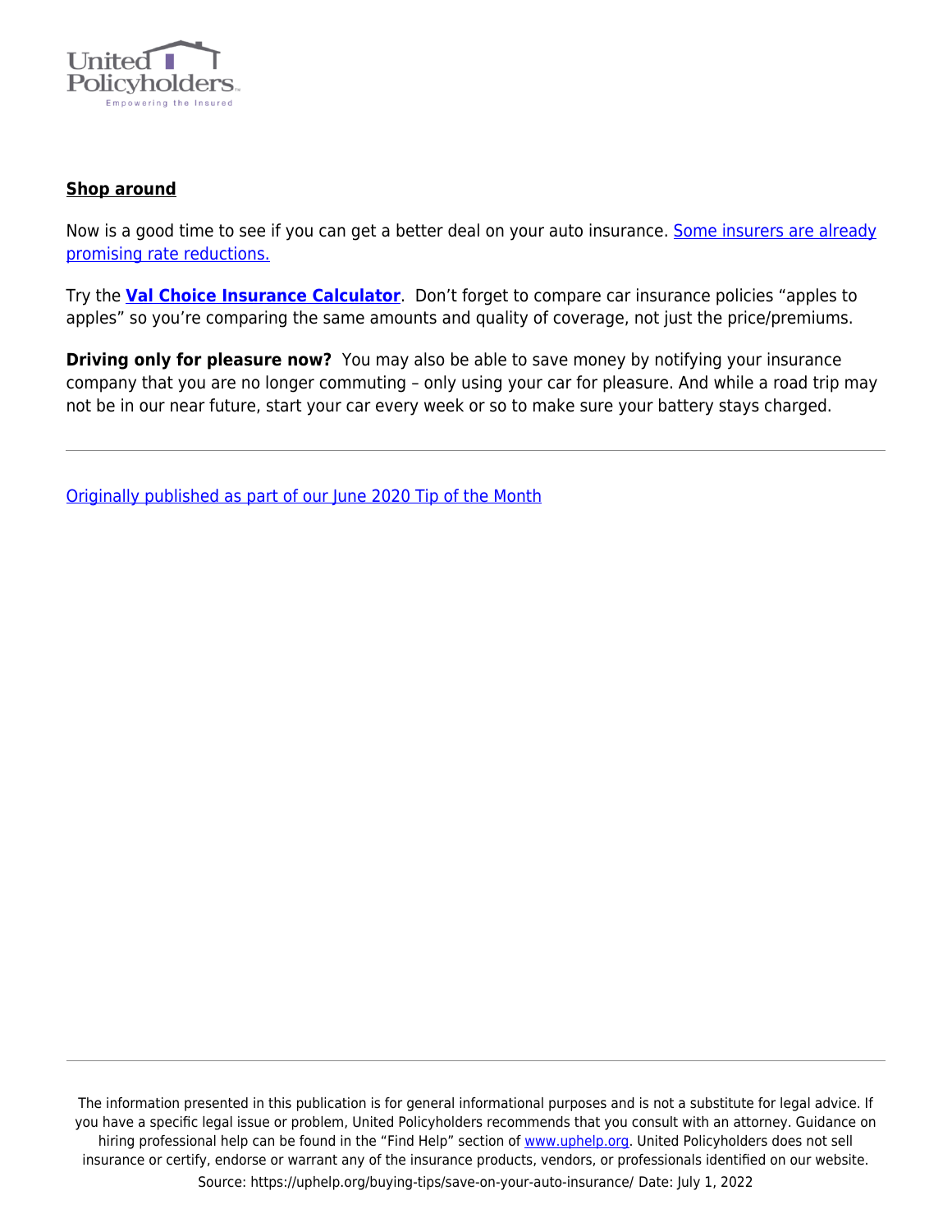**Shop around**

Now is a good time to see if you can get a better deal on your auto insurance. Some insurers are already promising rate reductions.

Try the **Val Choice Insurance Calculator**.  Don't forget to compare car insurance policies "apples to apples" so you're comparing the same amounts and quality of coverage, not just the price/premiums.

**Driving only for pleasure now?**  You may also be able to save money by notifying your insurance company that you are no longer commuting – only using your car for pleasure. And while a road trip may not be in our near future, start your car every week or so to make sure your battery stays charged.

---

Originally published as part of our June 2020 Tip of the Month

---

The information presented in this publication is for general informational purposes and is not a substitute for legal advice. If you have a specific legal issue or problem, United Policyholders recommends that you consult with an attorney. Guidance on hiring professional help can be found in the "Find Help" section of www.uphelp.org. United Policyholders does not sell insurance or certify, endorse or warrant any of the insurance products, vendors, or professionals identified on our website.

Source: https://uphelp.org/buying-tips/save-on-your-auto-insurance/ Date: July 1, 2022